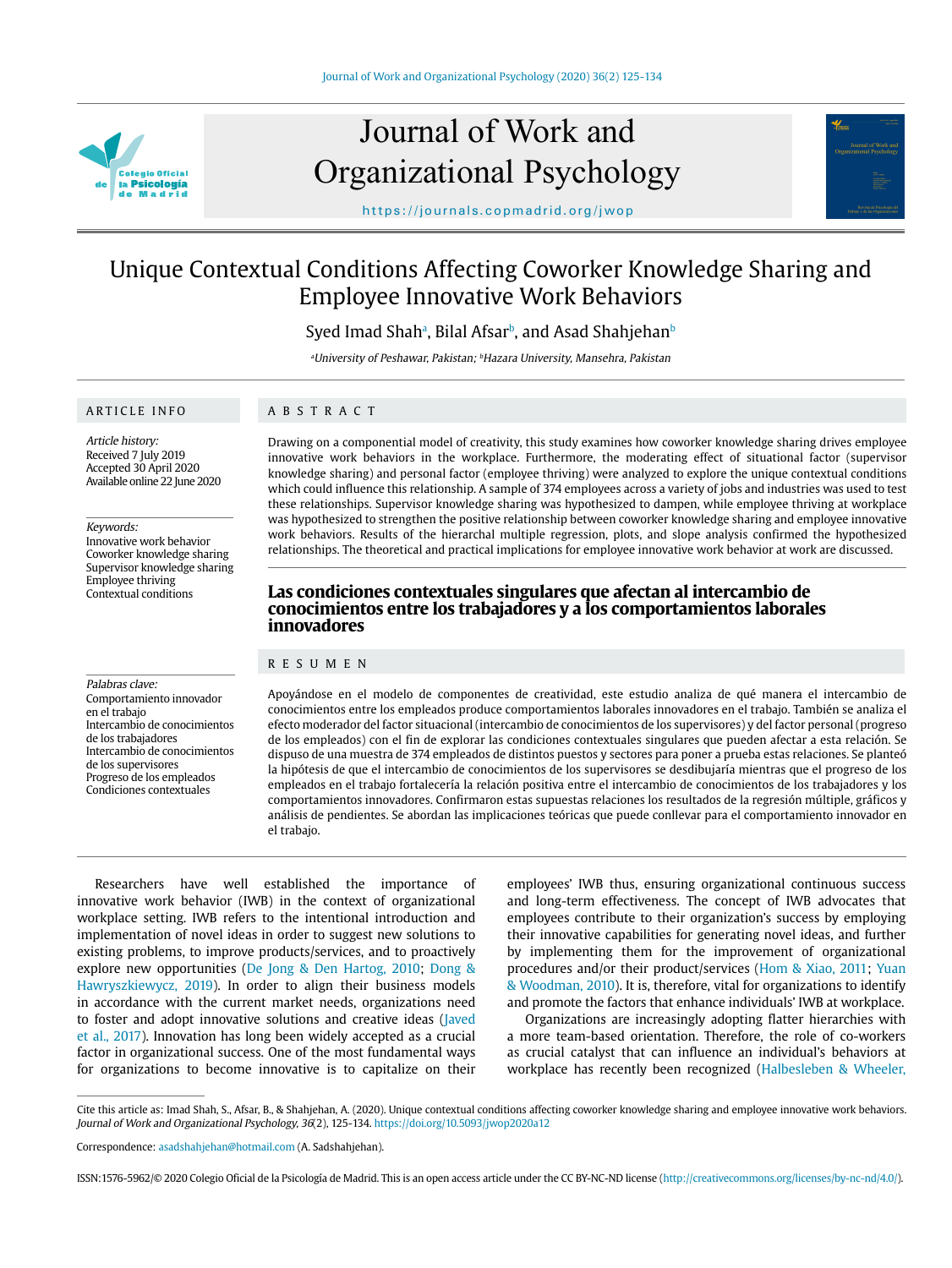# Unique Contextual Conditions Affecting Coworker Knowledge Sharing and Employee Innovative Work Behaviors

Syed Imad Shah[a], Bilal Afsar[b], and Asad Shahjehan[b]

[a]University of Peshawar, Pakistan; [b]Hazara University, Mansehra, Pakistan

## ARTICLE INFO

*Article history:*
Received 7 July 2019
Accepted 30 April 2020
Available online 22 June 2020

*Keywords:*
Innovative work behavior
Coworker knowledge sharing
Supervisor knowledge sharing
Employee thriving
Contextual conditions

*Palabras clave:*
Comportamiento innovador en el trabajo
Intercambio de conocimientos de los trabajadores
Intercambio de conocimientos de los supervisores
Progreso de los empleados
Condiciones contextuales

## ABSTRACT

Drawing on a componential model of creativity, this study examines how coworker knowledge sharing drives employee innovative work behaviors in the workplace. Furthermore, the moderating effect of situational factor (supervisor knowledge sharing) and personal factor (employee thriving) were analyzed to explore the unique contextual conditions which could influence this relationship. A sample of 374 employees across a variety of jobs and industries was used to test these relationships. Supervisor knowledge sharing was hypothesized to dampen, while employee thriving at workplace was hypothesized to strengthen the positive relationship between coworker knowledge sharing and employee innovative work behaviors. Results of the hierarchal multiple regression, plots, and slope analysis confirmed the hypothesized relationships. The theoretical and practical implications for employee innovative work behavior at work are discussed.

## Las condiciones contextuales singulares que afectan al intercambio de conocimientos entre los trabajadores y a los comportamientos laborales innovadores

## RESUMEN

Apoyándose en el modelo de componentes de creatividad, este estudio analiza de qué manera el intercambio de conocimientos entre los empleados produce comportamientos laborales innovadores en el trabajo. También se analiza el efecto moderador del factor situacional (intercambio de conocimientos de los supervisores) y del factor personal (progreso de los empleados) con el fin de explorar las condiciones contextuales singulares que pueden afectar a esta relación. Se dispuso de una muestra de 374 empleados de distintos puestos y sectores para poner a prueba estas relaciones. Se planteó la hipótesis de que el intercambio de conocimientos de los supervisores se desdibujaría mientras que el progreso de los empleados en el trabajo fortalecería la relación positiva entre el intercambio de conocimientos de los trabajadores y los comportamientos innovadores. Confirmaron estas supuestas relaciones los resultados de la regresión múltiple, gráficos y análisis de pendientes. Se abordan las implicaciones teóricas que puede conllevar para el comportamiento innovador en el trabajo.

Researchers have well established the importance of innovative work behavior (IWB) in the context of organizational workplace setting. IWB refers to the intentional introduction and implementation of novel ideas in order to suggest new solutions to existing problems, to improve products/services, and to proactively explore new opportunities (De Jong & Den Hartog, 2010; Dong & Hawryszkiewycz, 2019). In order to align their business models in accordance with the current market needs, organizations need to foster and adopt innovative solutions and creative ideas (Javed et al., 2017). Innovation has long been widely accepted as a crucial factor in organizational success. One of the most fundamental ways for organizations to become innovative is to capitalize on their employees' IWB thus, ensuring organizational continuous success and long-term effectiveness. The concept of IWB advocates that employees contribute to their organization's success by employing their innovative capabilities for generating novel ideas, and further by implementing them for the improvement of organizational procedures and/or their product/services (Hom & Xiao, 2011; Yuan & Woodman, 2010). It is, therefore, vital for organizations to identify and promote the factors that enhance individuals' IWB at workplace.

Organizations are increasingly adopting flatter hierarchies with a more team-based orientation. Therefore, the role of co-workers as crucial catalyst that can influence an individual's behaviors at workplace has recently been recognized (Halbesleben & Wheeler,

Cite this article as: Imad Shah, S., Afsar, B., & Shahjehan, A. (2020). Unique contextual conditions affecting coworker knowledge sharing and employee innovative work behaviors. *Journal of Work and Organizational Psychology, 36*(2), 125-134. https://doi.org/10.5093/jwop2020a12

Correspondence: asadshahjehan@hotmail.com (A. Sadshahjehan).

ISSN:1576-5962/© 2020 Colegio Oficial de la Psicología de Madrid. This is an open access article under the CC BY-NC-ND license (http://creativecommons.org/licenses/by-nc-nd/4.0/).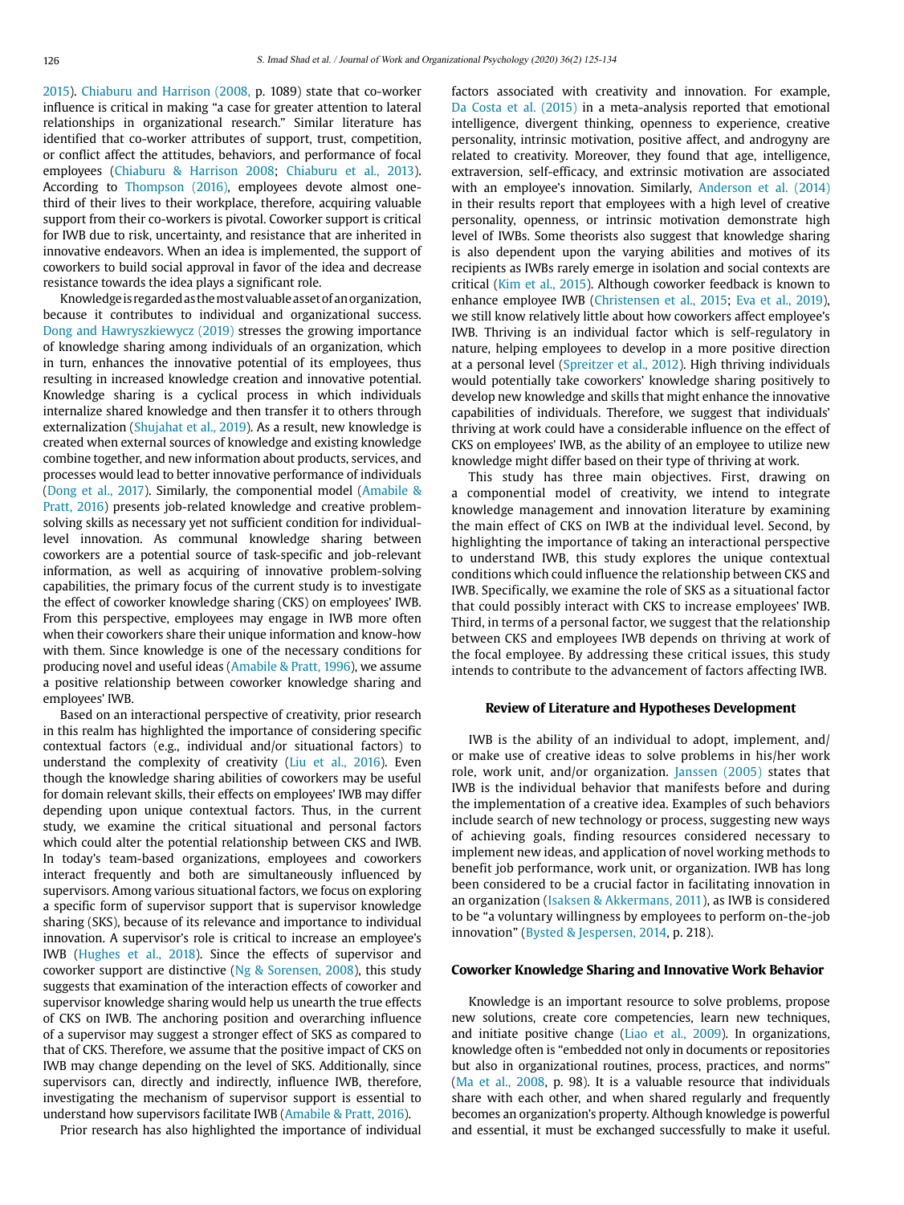2015). Chiaburu and Harrison (2008, p. 1089) state that co-worker influence is critical in making "a case for greater attention to lateral relationships in organizational research." Similar literature has identified that co-worker attributes of support, trust, competition, or conflict affect the attitudes, behaviors, and performance of focal employees (Chiaburu & Harrison 2008; Chiaburu et al., 2013). According to Thompson (2016), employees devote almost one-third of their lives to their workplace, therefore, acquiring valuable support from their co-workers is pivotal. Coworker support is critical for IWB due to risk, uncertainty, and resistance that are inherited in innovative endeavors. When an idea is implemented, the support of coworkers to build social approval in favor of the idea and decrease resistance towards the idea plays a significant role.

Knowledge is regarded as the most valuable asset of an organization, because it contributes to individual and organizational success. Dong and Hawryszkiewycz (2019) stresses the growing importance of knowledge sharing among individuals of an organization, which in turn, enhances the innovative potential of its employees, thus resulting in increased knowledge creation and innovative potential. Knowledge sharing is a cyclical process in which individuals internalize shared knowledge and then transfer it to others through externalization (Shujahat et al., 2019). As a result, new knowledge is created when external sources of knowledge and existing knowledge combine together, and new information about products, services, and processes would lead to better innovative performance of individuals (Dong et al., 2017). Similarly, the componential model (Amabile & Pratt, 2016) presents job-related knowledge and creative problem-solving skills as necessary yet not sufficient condition for individual-level innovation. As communal knowledge sharing between coworkers are a potential source of task-specific and job-relevant information, as well as acquiring of innovative problem-solving capabilities, the primary focus of the current study is to investigate the effect of coworker knowledge sharing (CKS) on employees' IWB. From this perspective, employees may engage in IWB more often when their coworkers share their unique information and know-how with them. Since knowledge is one of the necessary conditions for producing novel and useful ideas (Amabile & Pratt, 1996), we assume a positive relationship between coworker knowledge sharing and employees' IWB.

Based on an interactional perspective of creativity, prior research in this realm has highlighted the importance of considering specific contextual factors (e.g., individual and/or situational factors) to understand the complexity of creativity (Liu et al., 2016). Even though the knowledge sharing abilities of coworkers may be useful for domain relevant skills, their effects on employees' IWB may differ depending upon unique contextual factors. Thus, in the current study, we examine the critical situational and personal factors which could alter the potential relationship between CKS and IWB. In today's team-based organizations, employees and coworkers interact frequently and both are simultaneously influenced by supervisors. Among various situational factors, we focus on exploring a specific form of supervisor support that is supervisor knowledge sharing (SKS), because of its relevance and importance to individual innovation. A supervisor's role is critical to increase an employee's IWB (Hughes et al., 2018). Since the effects of supervisor and coworker support are distinctive (Ng & Sorensen, 2008), this study suggests that examination of the interaction effects of coworker and supervisor knowledge sharing would help us unearth the true effects of CKS on IWB. The anchoring position and overarching influence of a supervisor may suggest a stronger effect of SKS as compared to that of CKS. Therefore, we assume that the positive impact of CKS on IWB may change depending on the level of SKS. Additionally, since supervisors can, directly and indirectly, influence IWB, therefore, investigating the mechanism of supervisor support is essential to understand how supervisors facilitate IWB (Amabile & Pratt, 2016).

Prior research has also highlighted the importance of individual factors associated with creativity and innovation. For example, Da Costa et al. (2015) in a meta-analysis reported that emotional intelligence, divergent thinking, openness to experience, creative personality, intrinsic motivation, positive affect, and androgyny are related to creativity. Moreover, they found that age, intelligence, extraversion, self-efficacy, and extrinsic motivation are associated with an employee's innovation. Similarly, Anderson et al. (2014) in their results report that employees with a high level of creative personality, openness, or intrinsic motivation demonstrate high level of IWBs. Some theorists also suggest that knowledge sharing is also dependent upon the varying abilities and motives of its recipients as IWBs rarely emerge in isolation and social contexts are critical (Kim et al., 2015). Although coworker feedback is known to enhance employee IWB (Christensen et al., 2015; Eva et al., 2019), we still know relatively little about how coworkers affect employee's IWB. Thriving is an individual factor which is self-regulatory in nature, helping employees to develop in a more positive direction at a personal level (Spreitzer et al., 2012). High thriving individuals would potentially take coworkers' knowledge sharing positively to develop new knowledge and skills that might enhance the innovative capabilities of individuals. Therefore, we suggest that individuals' thriving at work could have a considerable influence on the effect of CKS on employees' IWB, as the ability of an employee to utilize new knowledge might differ based on their type of thriving at work.

This study has three main objectives. First, drawing on a componential model of creativity, we intend to integrate knowledge management and innovation literature by examining the main effect of CKS on IWB at the individual level. Second, by highlighting the importance of taking an interactional perspective to understand IWB, this study explores the unique contextual conditions which could influence the relationship between CKS and IWB. Specifically, we examine the role of SKS as a situational factor that could possibly interact with CKS to increase employees' IWB. Third, in terms of a personal factor, we suggest that the relationship between CKS and employees IWB depends on thriving at work of the focal employee. By addressing these critical issues, this study intends to contribute to the advancement of factors affecting IWB.

## Review of Literature and Hypotheses Development

IWB is the ability of an individual to adopt, implement, and/or make use of creative ideas to solve problems in his/her work role, work unit, and/or organization. Janssen (2005) states that IWB is the individual behavior that manifests before and during the implementation of a creative idea. Examples of such behaviors include search of new technology or process, suggesting new ways of achieving goals, finding resources considered necessary to implement new ideas, and application of novel working methods to benefit job performance, work unit, or organization. IWB has long been considered to be a crucial factor in facilitating innovation in an organization (Isaksen & Akkermans, 2011), as IWB is considered to be "a voluntary willingness by employees to perform on-the-job innovation" (Bysted & Jespersen, 2014, p. 218).

### Coworker Knowledge Sharing and Innovative Work Behavior

Knowledge is an important resource to solve problems, propose new solutions, create core competencies, learn new techniques, and initiate positive change (Liao et al., 2009). In organizations, knowledge often is "embedded not only in documents or repositories but also in organizational routines, process, practices, and norms" (Ma et al., 2008, p. 98). It is a valuable resource that individuals share with each other, and when shared regularly and frequently becomes an organization's property. Although knowledge is powerful and essential, it must be exchanged successfully to make it useful.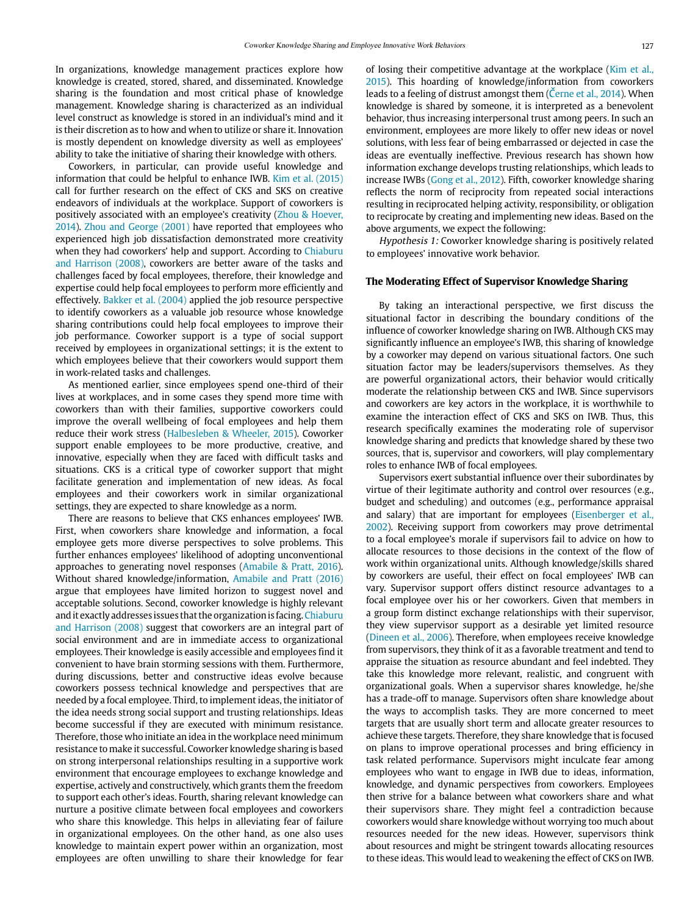In organizations, knowledge management practices explore how knowledge is created, stored, shared, and disseminated. Knowledge sharing is the foundation and most critical phase of knowledge management. Knowledge sharing is characterized as an individual level construct as knowledge is stored in an individual's mind and it is their discretion as to how and when to utilize or share it. Innovation is mostly dependent on knowledge diversity as well as employees' ability to take the initiative of sharing their knowledge with others.

Coworkers, in particular, can provide useful knowledge and information that could be helpful to enhance IWB. Kim et al. (2015) call for further research on the effect of CKS and SKS on creative endeavors of individuals at the workplace. Support of coworkers is positively associated with an employee's creativity (Zhou & Hoever, 2014). Zhou and George (2001) have reported that employees who experienced high job dissatisfaction demonstrated more creativity when they had coworkers' help and support. According to Chiaburu and Harrison (2008), coworkers are better aware of the tasks and challenges faced by focal employees, therefore, their knowledge and expertise could help focal employees to perform more efficiently and effectively. Bakker et al. (2004) applied the job resource perspective to identify coworkers as a valuable job resource whose knowledge sharing contributions could help focal employees to improve their job performance. Coworker support is a type of social support received by employees in organizational settings; it is the extent to which employees believe that their coworkers would support them in work-related tasks and challenges.

As mentioned earlier, since employees spend one-third of their lives at workplaces, and in some cases they spend more time with coworkers than with their families, supportive coworkers could improve the overall wellbeing of focal employees and help them reduce their work stress (Halbesleben & Wheeler, 2015). Coworker support enable employees to be more productive, creative, and innovative, especially when they are faced with difficult tasks and situations. CKS is a critical type of coworker support that might facilitate generation and implementation of new ideas. As focal employees and their coworkers work in similar organizational settings, they are expected to share knowledge as a norm.

There are reasons to believe that CKS enhances employees' IWB. First, when coworkers share knowledge and information, a focal employee gets more diverse perspectives to solve problems. This further enhances employees' likelihood of adopting unconventional approaches to generating novel responses (Amabile & Pratt, 2016). Without shared knowledge/information, Amabile and Pratt (2016) argue that employees have limited horizon to suggest novel and acceptable solutions. Second, coworker knowledge is highly relevant and it exactly addresses issues that the organization is facing. Chiaburu and Harrison (2008) suggest that coworkers are an integral part of social environment and are in immediate access to organizational employees. Their knowledge is easily accessible and employees find it convenient to have brain storming sessions with them. Furthermore, during discussions, better and constructive ideas evolve because coworkers possess technical knowledge and perspectives that are needed by a focal employee. Third, to implement ideas, the initiator of the idea needs strong social support and trusting relationships. Ideas become successful if they are executed with minimum resistance. Therefore, those who initiate an idea in the workplace need minimum resistance to make it successful. Coworker knowledge sharing is based on strong interpersonal relationships resulting in a supportive work environment that encourage employees to exchange knowledge and expertise, actively and constructively, which grants them the freedom to support each other's ideas. Fourth, sharing relevant knowledge can nurture a positive climate between focal employees and coworkers who share this knowledge. This helps in alleviating fear of failure in organizational employees. On the other hand, as one also uses knowledge to maintain expert power within an organization, most employees are often unwilling to share their knowledge for fear of losing their competitive advantage at the workplace (Kim et al., 2015). This hoarding of knowledge/information from coworkers leads to a feeling of distrust amongst them (Černe et al., 2014). When knowledge is shared by someone, it is interpreted as a benevolent behavior, thus increasing interpersonal trust among peers. In such an environment, employees are more likely to offer new ideas or novel solutions, with less fear of being embarrassed or dejected in case the ideas are eventually ineffective. Previous research has shown how information exchange develops trusting relationships, which leads to increase IWBs (Gong et al., 2012). Fifth, coworker knowledge sharing reflects the norm of reciprocity from repeated social interactions resulting in reciprocated helping activity, responsibility, or obligation to reciprocate by creating and implementing new ideas. Based on the above arguments, we expect the following:

*Hypothesis 1:* Coworker knowledge sharing is positively related to employees' innovative work behavior.

### The Moderating Effect of Supervisor Knowledge Sharing

By taking an interactional perspective, we first discuss the situational factor in describing the boundary conditions of the influence of coworker knowledge sharing on IWB. Although CKS may significantly influence an employee's IWB, this sharing of knowledge by a coworker may depend on various situational factors. One such situation factor may be leaders/supervisors themselves. As they are powerful organizational actors, their behavior would critically moderate the relationship between CKS and IWB. Since supervisors and coworkers are key actors in the workplace, it is worthwhile to examine the interaction effect of CKS and SKS on IWB. Thus, this research specifically examines the moderating role of supervisor knowledge sharing and predicts that knowledge shared by these two sources, that is, supervisor and coworkers, will play complementary roles to enhance IWB of focal employees.

Supervisors exert substantial influence over their subordinates by virtue of their legitimate authority and control over resources (e.g., budget and scheduling) and outcomes (e.g., performance appraisal and salary) that are important for employees (Eisenberger et al., 2002). Receiving support from coworkers may prove detrimental to a focal employee's morale if supervisors fail to advice on how to allocate resources to those decisions in the context of the flow of work within organizational units. Although knowledge/skills shared by coworkers are useful, their effect on focal employees' IWB can vary. Supervisor support offers distinct resource advantages to a focal employee over his or her coworkers. Given that members in a group form distinct exchange relationships with their supervisor, they view supervisor support as a desirable yet limited resource (Dineen et al., 2006). Therefore, when employees receive knowledge from supervisors, they think of it as a favorable treatment and tend to appraise the situation as resource abundant and feel indebted. They take this knowledge more relevant, realistic, and congruent with organizational goals. When a supervisor shares knowledge, he/she has a trade-off to manage. Supervisors often share knowledge about the ways to accomplish tasks. They are more concerned to meet targets that are usually short term and allocate greater resources to achieve these targets. Therefore, they share knowledge that is focused on plans to improve operational processes and bring efficiency in task related performance. Supervisors might inculcate fear among employees who want to engage in IWB due to ideas, information, knowledge, and dynamic perspectives from coworkers. Employees then strive for a balance between what coworkers share and what their supervisors share. They might feel a contradiction because coworkers would share knowledge without worrying too much about resources needed for the new ideas. However, supervisors think about resources and might be stringent towards allocating resources to these ideas. This would lead to weakening the effect of CKS on IWB.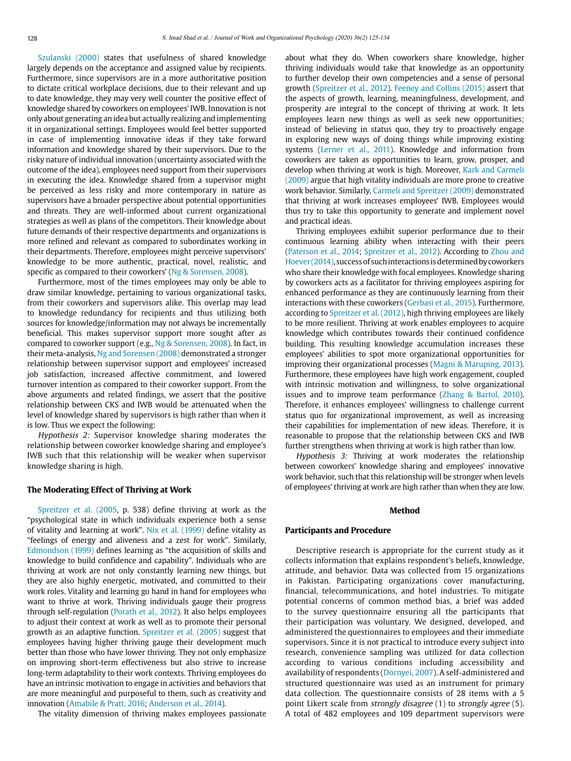Szulanski (2000) states that usefulness of shared knowledge largely depends on the acceptance and assigned value by recipients. Furthermore, since supervisors are in a more authoritative position to dictate critical workplace decisions, due to their relevant and up to date knowledge, they may very well counter the positive effect of knowledge shared by coworkers on employees' IWB. Innovation is not only about generating an idea but actually realizing and implementing it in organizational settings. Employees would feel better supported in case of implementing innovative ideas if they take forward information and knowledge shared by their supervisors. Due to the risky nature of individual innovation (uncertainty associated with the outcome of the idea), employees need support from their supervisors in executing the idea. Knowledge shared from a supervisor might be perceived as less risky and more contemporary in nature as supervisors have a broader perspective about potential opportunities and threats. They are well-informed about current organizational strategies as well as plans of the competitors. Their knowledge about future demands of their respective departments and organizations is more refined and relevant as compared to subordinates working in their departments. Therefore, employees might perceive supervisors' knowledge to be more authentic, practical, novel, realistic, and specific as compared to their coworkers' (Ng & Sorensen, 2008).

Furthermore, most of the times employees may only be able to draw similar knowledge, pertaining to various organizational tasks, from their coworkers and supervisors alike. This overlap may lead to knowledge redundancy for recipients and thus utilizing both sources for knowledge/information may not always be incrementally beneficial. This makes supervisor support more sought after as compared to coworker support (e.g., Ng & Sorensen, 2008). In fact, in their meta-analysis, Ng and Sorensen (2008) demonstrated a stronger relationship between supervisor support and employees' increased job satisfaction, increased affective commitment, and lowered turnover intention as compared to their coworker support. From the above arguments and related findings, we assert that the positive relationship between CKS and IWB would be attenuated when the level of knowledge shared by supervisors is high rather than when it is low. Thus we expect the following:

*Hypothesis 2:* Supervisor knowledge sharing moderates the relationship between coworker knowledge sharing and employee's IWB such that this relationship will be weaker when supervisor knowledge sharing is high.

### The Moderating Effect of Thriving at Work

Spreitzer et al. (2005, p. 538) define thriving at work as the "psychological state in which individuals experience both a sense of vitality and learning at work". Nix et al. (1999) define vitality as "feelings of energy and aliveness and a zest for work". Similarly, Edmondson (1999) defines learning as "the acquisition of skills and knowledge to build confidence and capability". Individuals who are thriving at work are not only constantly learning new things, but they are also highly energetic, motivated, and committed to their work roles. Vitality and learning go hand in hand for employees who want to thrive at work. Thriving individuals gauge their progress through self-regulation (Porath et al., 2012). It also helps employees to adjust their context at work as well as to promote their personal growth as an adaptive function. Spreitzer et al. (2005) suggest that employees having higher thriving gauge their development much better than those who have lower thriving. They not only emphasize on improving short-term effectiveness but also strive to increase long-term adaptability to their work contexts. Thriving employees do have an intrinsic motivation to engage in activities and behaviors that are more meaningful and purposeful to them, such as creativity and innovation (Amabile & Pratt, 2016; Anderson et al., 2014).

The vitality dimension of thriving makes employees passionate about what they do. When coworkers share knowledge, higher thriving individuals would take that knowledge as an opportunity to further develop their own competencies and a sense of personal growth (Spreitzer et al., 2012). Feeney and Collins (2015) assert that the aspects of growth, learning, meaningfulness, development, and prosperity are integral to the concept of thriving at work. It lets employees learn new things as well as seek new opportunities; instead of believing in status quo, they try to proactively engage in exploring new ways of doing things while improving existing systems (Lerner et al., 2011). Knowledge and information from coworkers are taken as opportunities to learn, grow, prosper, and develop when thriving at work is high. Moreover, Kark and Carmeli (2009) argue that high vitality individuals are more prone to creative work behavior. Similarly, Carmeli and Spreitzer (2009) demonstrated that thriving at work increases employees' IWB. Employees would thus try to take this opportunity to generate and implement novel and practical ideas.

Thriving employees exhibit superior performance due to their continuous learning ability when interacting with their peers (Paterson et al., 2014; Spreitzer et al., 2012). According to Zhou and Hoever (2014), success of such interactions is determined by coworkers who share their knowledge with focal employees. Knowledge sharing by coworkers acts as a facilitator for thriving employees aspiring for enhanced performance as they are continuously learning from their interactions with these coworkers (Gerbasi et al., 2015). Furthermore, according to Spreitzer et al. (2012), high thriving employees are likely to be more resilient. Thriving at work enables employees to acquire knowledge which contributes towards their continued confidence building. This resulting knowledge accumulation increases these employees' abilities to spot more organizational opportunities for improving their organizational processes (Magni & Maruping, 2013). Furthermore, these employees have high work engagement, coupled with intrinsic motivation and willingness, to solve organizational issues and to improve team performance (Zhang & Bartol, 2010). Therefore, it enhances employees' willingness to challenge current status quo for organizational improvement, as well as increasing their capabilities for implementation of new ideas. Therefore, it is reasonable to propose that the relationship between CKS and IWB further strengthens when thriving at work is high rather than low.

*Hypothesis 3:* Thriving at work moderates the relationship between coworkers' knowledge sharing and employees' innovative work behavior, such that this relationship will be stronger when levels of employees' thriving at work are high rather than when they are low.

## Method

### Participants and Procedure

Descriptive research is appropriate for the current study as it collects information that explains respondent's beliefs, knowledge, attitude, and behavior. Data was collected from 15 organizations in Pakistan. Participating organizations cover manufacturing, financial, telecommunications, and hotel industries. To mitigate potential concerns of common method bias, a brief was added to the survey questionnaire ensuring all the participants that their participation was voluntary. We designed, developed, and administered the questionnaires to employees and their immediate supervisors. Since it is not practical to introduce every subject into research, convenience sampling was utilized for data collection according to various conditions including accessibility and availability of respondents (Dörnyei, 2007). A self-administered and structured questionnaire was used as an instrument for primary data collection. The questionnaire consists of 28 items with a 5 point Likert scale from *strongly disagree* (1) to *strongly agree* (5). A total of 482 employees and 109 department supervisors were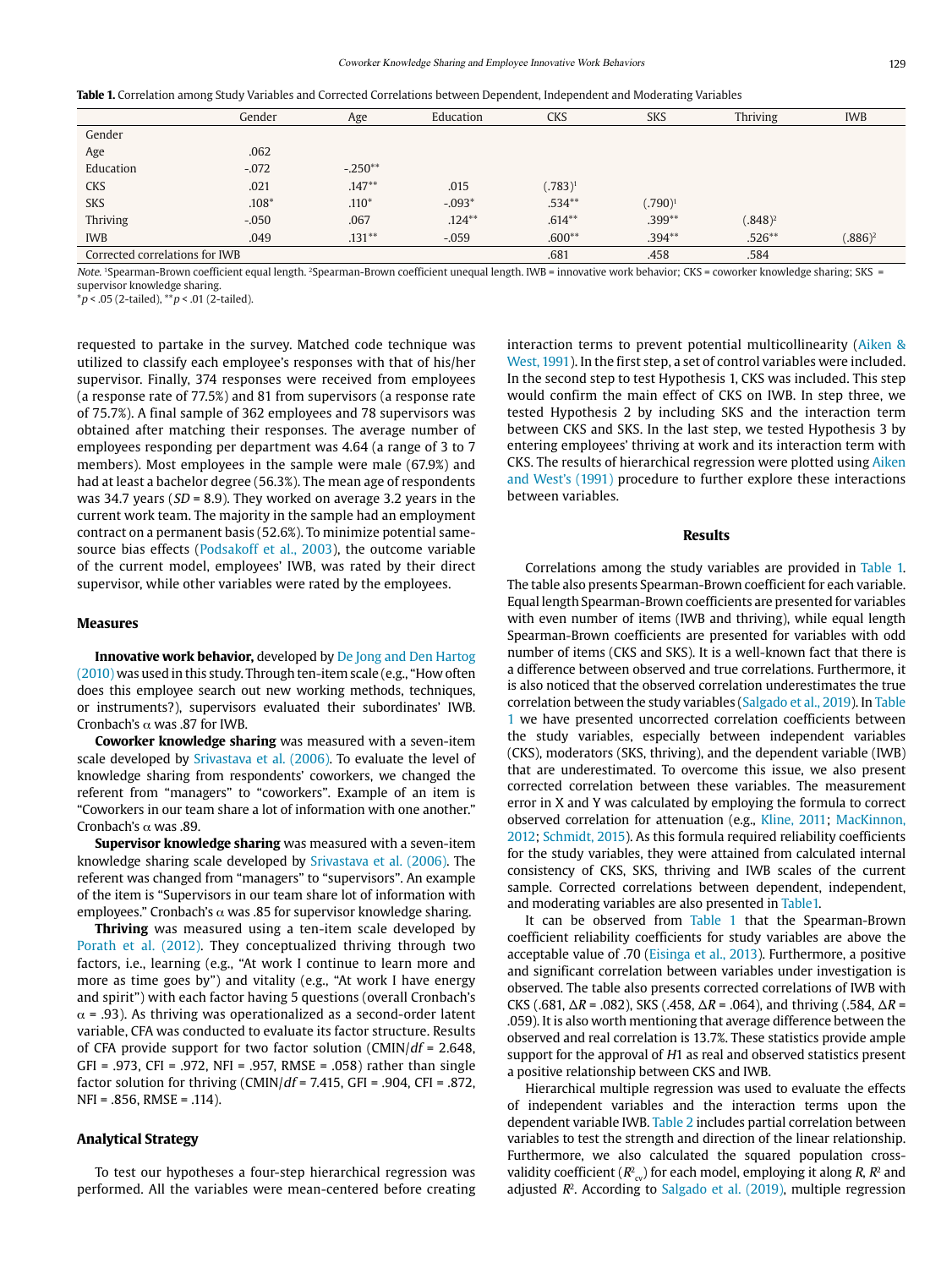**Table 1.** Correlation among Study Variables and Corrected Correlations between Dependent, Independent and Moderating Variables

| | Gender | Age | Education | CKS | SKS | Thriving | IWB |
|---|---|---|---|---|---|---|---|
| Gender | | | | | | | |
| Age | .062 | | | | | | |
| Education | -.072 | -.250** | | | | | |
| CKS | .021 | .147** | .015 | (.783)[1] | | | |
| SKS | .108* | .110* | -.093* | .534** | (.790)[1] | | |
| Thriving | -.050 | .067 | .124** | .614** | .399** | (.848)[2] | |
| IWB | .049 | .131** | -.059 | .600** | .394** | .526** | (.886)[2] |
| Corrected correlations for IWB | | | | .681 | .458 | .584 | |

*Note.* [1]Spearman-Brown coefficient equal length. [2]Spearman-Brown coefficient unequal length. IWB = innovative work behavior; CKS = coworker knowledge sharing; SKS = supervisor knowledge sharing.
*$p$ < .05 (2-tailed), **$p$ < .01 (2-tailed).

requested to partake in the survey. Matched code technique was utilized to classify each employee's responses with that of his/her supervisor. Finally, 374 responses were received from employees (a response rate of 77.5%) and 81 from supervisors (a response rate of 75.7%). A final sample of 362 employees and 78 supervisors was obtained after matching their responses. The average number of employees responding per department was 4.64 (a range of 3 to 7 members). Most employees in the sample were male (67.9%) and had at least a bachelor degree (56.3%). The mean age of respondents was 34.7 years (*SD* = 8.9). They worked on average 3.2 years in the current work team. The majority in the sample had an employment contract on a permanent basis (52.6%). To minimize potential same-source bias effects (Podsakoff et al., 2003), the outcome variable of the current model, employees' IWB, was rated by their direct supervisor, while other variables were rated by the employees.

### Measures

**Innovative work behavior,** developed by De Jong and Den Hartog (2010) was used in this study. Through ten-item scale (e.g., "How often does this employee search out new working methods, techniques, or instruments?), supervisors evaluated their subordinates' IWB. Cronbach's α was .87 for IWB.

**Coworker knowledge sharing** was measured with a seven-item scale developed by Srivastava et al. (2006). To evaluate the level of knowledge sharing from respondents' coworkers, we changed the referent from "managers" to "coworkers". Example of an item is "Coworkers in our team share a lot of information with one another." Cronbach's α was .89.

**Supervisor knowledge sharing** was measured with a seven-item knowledge sharing scale developed by Srivastava et al. (2006). The referent was changed from "managers" to "supervisors". An example of the item is "Supervisors in our team share lot of information with employees." Cronbach's α was .85 for supervisor knowledge sharing.

**Thriving** was measured using a ten-item scale developed by Porath et al. (2012). They conceptualized thriving through two factors, i.e., learning (e.g., "At work I continue to learn more and more as time goes by") and vitality (e.g., "At work I have energy and spirit") with each factor having 5 questions (overall Cronbach's α = .93). As thriving was operationalized as a second-order latent variable, CFA was conducted to evaluate its factor structure. Results of CFA provide support for two factor solution (CMIN/*df* = 2.648, GFI = .973, CFI = .972, NFI = .957, RMSE = .058) rather than single factor solution for thriving (CMIN/*df* = 7.415, GFI = .904, CFI = .872, NFI = .856, RMSE = .114).

### Analytical Strategy

To test our hypotheses a four-step hierarchical regression was performed. All the variables were mean-centered before creating interaction terms to prevent potential multicollinearity (Aiken & West, 1991). In the first step, a set of control variables were included. In the second step to test Hypothesis 1, CKS was included. This step would confirm the main effect of CKS on IWB. In step three, we tested Hypothesis 2 by including SKS and the interaction term between CKS and SKS. In the last step, we tested Hypothesis 3 by entering employees' thriving at work and its interaction term with CKS. The results of hierarchical regression were plotted using Aiken and West's (1991) procedure to further explore these interactions between variables.

## Results

Correlations among the study variables are provided in Table 1. The table also presents Spearman-Brown coefficient for each variable. Equal length Spearman-Brown coefficients are presented for variables with even number of items (IWB and thriving), while equal length Spearman-Brown coefficients are presented for variables with odd number of items (CKS and SKS). It is a well-known fact that there is a difference between observed and true correlations. Furthermore, it is also noticed that the observed correlation underestimates the true correlation between the study variables (Salgado et al., 2019). In Table 1 we have presented uncorrected correlation coefficients between the study variables, especially between independent variables (CKS), moderators (SKS, thriving), and the dependent variable (IWB) that are underestimated. To overcome this issue, we also present corrected correlation between these variables. The measurement error in X and Y was calculated by employing the formula to correct observed correlation for attenuation (e.g., Kline, 2011; MacKinnon, 2012; Schmidt, 2015). As this formula required reliability coefficients for the study variables, they were attained from calculated internal consistency of CKS, SKS, thriving and IWB scales of the current sample. Corrected correlations between dependent, independent, and moderating variables are also presented in Table1.

It can be observed from Table 1 that the Spearman-Brown coefficient reliability coefficients for study variables are above the acceptable value of .70 (Eisinga et al., 2013). Furthermore, a positive and significant correlation between variables under investigation is observed. The table also presents corrected correlations of IWB with CKS (.681, Δ*R* = .082), SKS (.458, Δ*R* = .064), and thriving (.584, Δ*R* = .059). It is also worth mentioning that average difference between the observed and real correlation is 13.7%. These statistics provide ample support for the approval of *H*1 as real and observed statistics present a positive relationship between CKS and IWB.

Hierarchical multiple regression was used to evaluate the effects of independent variables and the interaction terms upon the dependent variable IWB. Table 2 includes partial correlation between variables to test the strength and direction of the linear relationship. Furthermore, we also calculated the squared population cross-validity coefficient ($R^2_{cv}$) for each model, employing it along $R$, $R^2$ and adjusted $R^2$. According to Salgado et al. (2019), multiple regression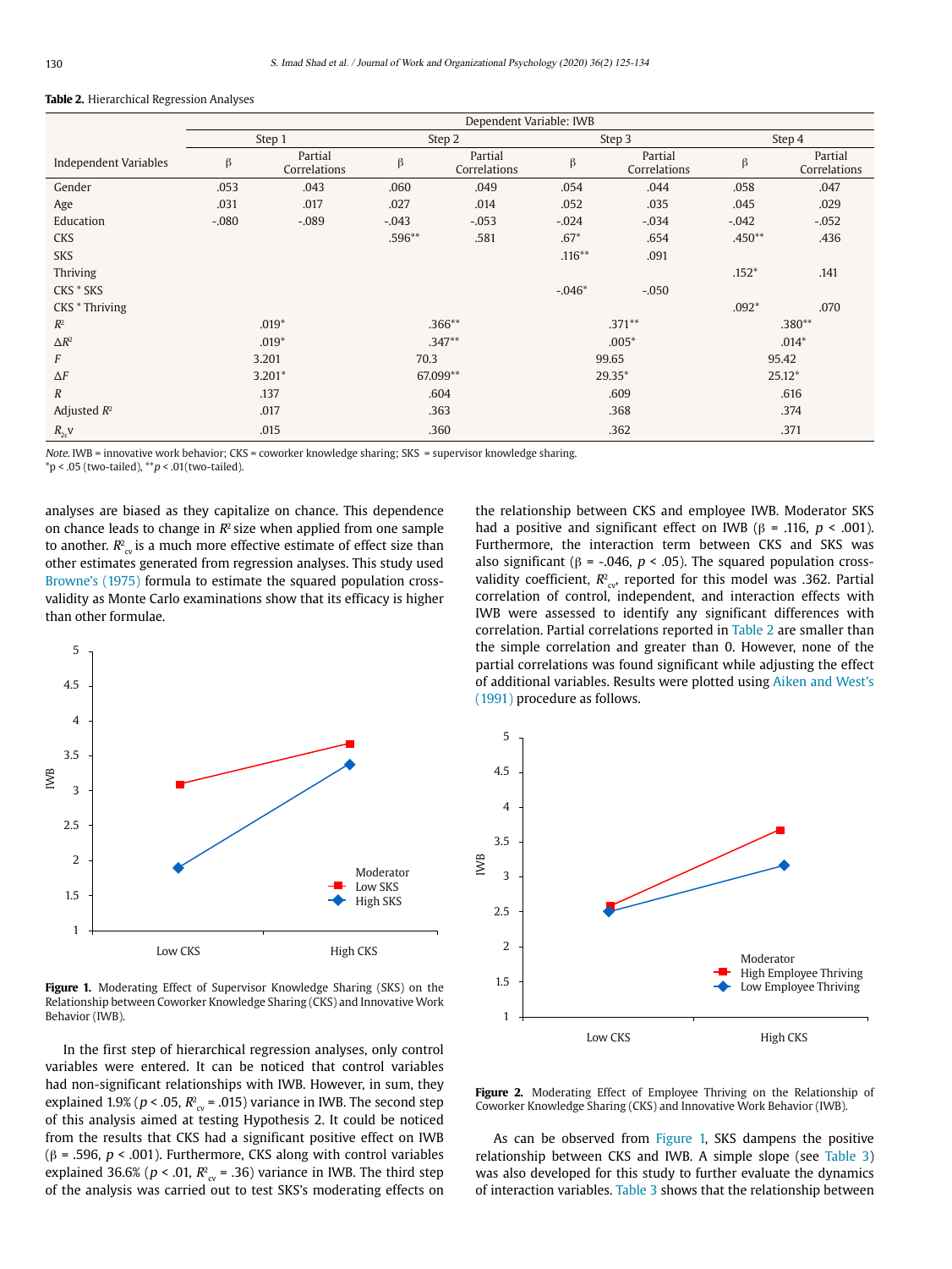**Table 2.** Hierarchical Regression Analyses

| | Dependent Variable: IWB | | | | | | | |
|---|---|---|---|---|---|---|---|---|
| | Step 1 | | Step 2 | | Step 3 | | Step 4 | |
| Independent Variables | β | Partial Correlations | β | Partial Correlations | β | Partial Correlations | β | Partial Correlations |
| Gender | .053 | .043 | .060 | .049 | .054 | .044 | .058 | .047 |
| Age | .031 | .017 | .027 | .014 | .052 | .035 | .045 | .029 |
| Education | -.080 | -.089 | -.043 | -.053 | -.024 | -.034 | -.042 | -.052 |
| CKS | | | .596** | .581 | .67* | .654 | .450** | .436 |
| SKS | | | | | .116** | .091 | | |
| Thriving | | | | | | | .152* | .141 |
| CKS * SKS | | | | | -.046* | -.050 | | |
| CKS * Thriving | | | | | | | .092* | .070 |
| $R^2$ | .019* | | .366** | | .371** | | .380** | |
| $\Delta R^2$ | .019* | | .347** | | .005* | | .014* | |
| $F$ | 3.201 | | 70.3 | | 99.65 | | 95.42 | |
| $\Delta F$ | 3.201* | | 67.099** | | 29.35* | | 25.12* | |
| $R$ | .137 | | .604 | | .609 | | .616 | |
| Adjusted $R^2$ | .017 | | .363 | | .368 | | .374 | |
| $R_{2c}v$ | .015 | | .360 | | .362 | | .371 | |

*Note.* IWB = innovative work behavior; CKS = coworker knowledge sharing; SKS = supervisor knowledge sharing.
*p < .05 (two-tailed), **p < .01(two-tailed).

analyses are biased as they capitalize on chance. This dependence on chance leads to change in $R^2$ size when applied from one sample to another. $R^2_{cv}$ is a much more effective estimate of effect size than other estimates generated from regression analyses. This study used Browne's (1975) formula to estimate the squared population cross-validity as Monte Carlo examinations show that its efficacy is higher than other formulae.

**Figure 1.** Moderating Effect of Supervisor Knowledge Sharing (SKS) on the Relationship between Coworker Knowledge Sharing (CKS) and Innovative Work Behavior (IWB).

In the first step of hierarchical regression analyses, only control variables were entered. It can be noticed that control variables had non-significant relationships with IWB. However, in sum, they explained 1.9% ($p < .05$, $R^2_{cv} = .015$) variance in IWB. The second step of this analysis aimed at testing Hypothesis 2. It could be noticed from the results that CKS had a significant positive effect on IWB (β = .596, $p < .001$). Furthermore, CKS along with control variables explained 36.6% ($p < .01$, $R^2_{cv} = .36$) variance in IWB. The third step of the analysis was carried out to test SKS's moderating effects on the relationship between CKS and employee IWB. Moderator SKS had a positive and significant effect on IWB (β = .116, $p < .001$). Furthermore, the interaction term between CKS and SKS was also significant (β = -.046, $p < .05$). The squared population cross-validity coefficient, $R^2_{cv}$, reported for this model was .362. Partial correlation of control, independent, and interaction effects with IWB were assessed to identify any significant differences with correlation. Partial correlations reported in Table 2 are smaller than the simple correlation and greater than 0. However, none of the partial correlations was found significant while adjusting the effect of additional variables. Results were plotted using Aiken and West's (1991) procedure as follows.

**Figure 2.** Moderating Effect of Employee Thriving on the Relationship of Coworker Knowledge Sharing (CKS) and Innovative Work Behavior (IWB).

As can be observed from Figure 1, SKS dampens the positive relationship between CKS and IWB. A simple slope (see Table 3) was also developed for this study to further evaluate the dynamics of interaction variables. Table 3 shows that the relationship between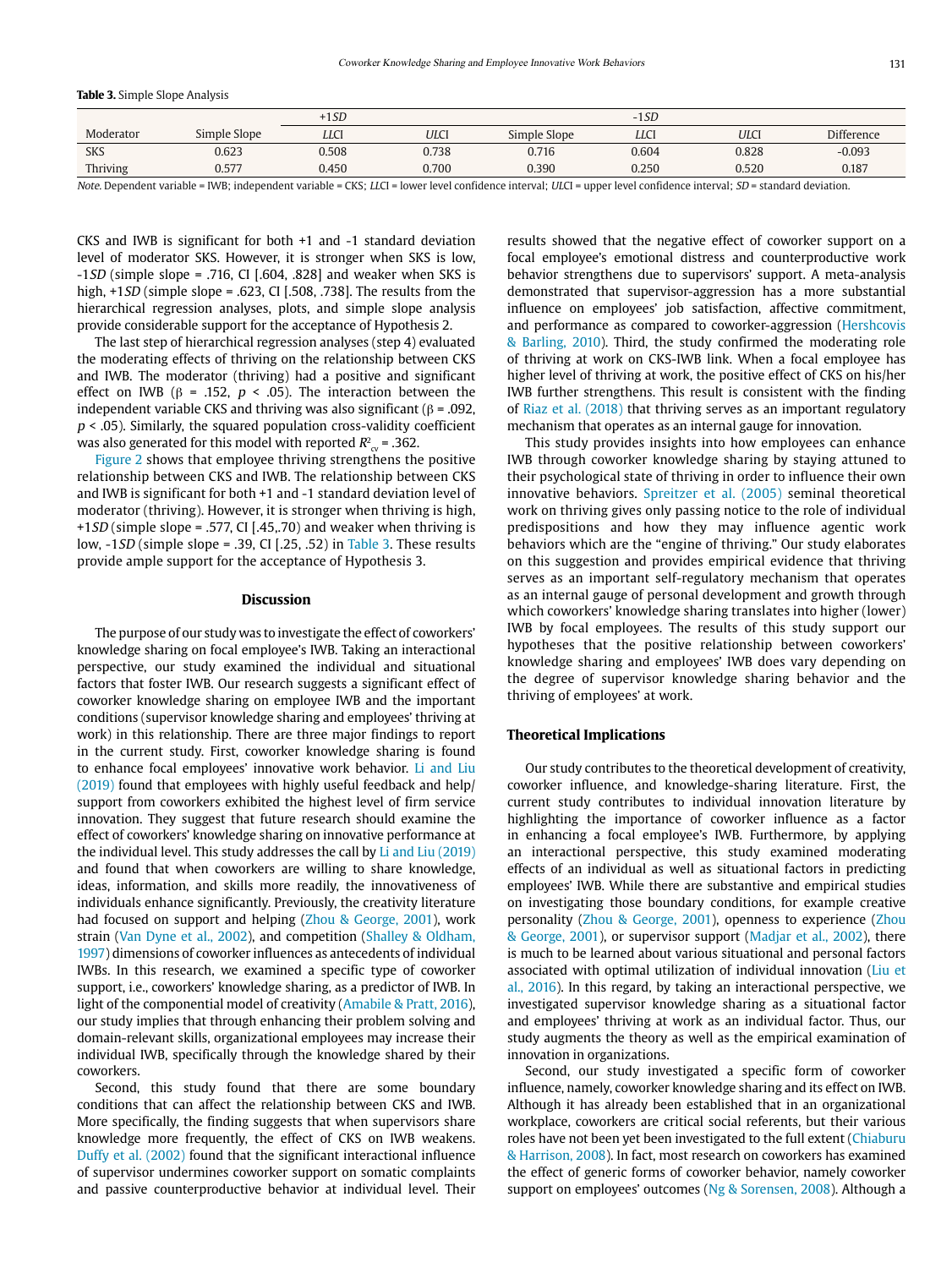**Table 3.** Simple Slope Analysis

| Moderator | +1*SD* | | | -1*SD* | | | |
|---|---|---|---|---|---|---|---|
| | Simple Slope | *LLCI* | *ULCI* | Simple Slope | *LLCI* | *ULCI* | Difference |
| SKS | 0.623 | 0.508 | 0.738 | 0.716 | 0.604 | 0.828 | -0.093 |
| Thriving | 0.577 | 0.450 | 0.700 | 0.390 | 0.250 | 0.520 | 0.187 |

*Note.* Dependent variable = IWB; independent variable = CKS; *LL*CI = lower level confidence interval; *UL*CI = upper level confidence interval; *SD* = standard deviation.

CKS and IWB is significant for both +1 and -1 standard deviation level of moderator SKS. However, it is stronger when SKS is low, -1*SD* (simple slope = .716, CI [.604, .828] and weaker when SKS is high, +1*SD* (simple slope = .623, CI [.508, .738]. The results from the hierarchical regression analyses, plots, and simple slope analysis provide considerable support for the acceptance of Hypothesis 2.

The last step of hierarchical regression analyses (step 4) evaluated the moderating effects of thriving on the relationship between CKS and IWB. The moderator (thriving) had a positive and significant effect on IWB ($\beta$ = .152, $p$ < .05). The interaction between the independent variable CKS and thriving was also significant ($\beta$ = .092, $p$ < .05). Similarly, the squared population cross-validity coefficient was also generated for this model with reported $R^2_{cv}$ = .362.

Figure 2 shows that employee thriving strengthens the positive relationship between CKS and IWB. The relationship between CKS and IWB is significant for both +1 and -1 standard deviation level of moderator (thriving). However, it is stronger when thriving is high, +1*SD* (simple slope = .577, CI [.45,.70) and weaker when thriving is low, -1*SD* (simple slope = .39, CI [.25, .52) in Table 3. These results provide ample support for the acceptance of Hypothesis 3.

## Discussion

The purpose of our study was to investigate the effect of coworkers' knowledge sharing on focal employee's IWB. Taking an interactional perspective, our study examined the individual and situational factors that foster IWB. Our research suggests a significant effect of coworker knowledge sharing on employee IWB and the important conditions (supervisor knowledge sharing and employees' thriving at work) in this relationship. There are three major findings to report in the current study. First, coworker knowledge sharing is found to enhance focal employees' innovative work behavior. Li and Liu (2019) found that employees with highly useful feedback and help/support from coworkers exhibited the highest level of firm service innovation. They suggest that future research should examine the effect of coworkers' knowledge sharing on innovative performance at the individual level. This study addresses the call by Li and Liu (2019) and found that when coworkers are willing to share knowledge, ideas, information, and skills more readily, the innovativeness of individuals enhance significantly. Previously, the creativity literature had focused on support and helping (Zhou & George, 2001), work strain (Van Dyne et al., 2002), and competition (Shalley & Oldham, 1997) dimensions of coworker influences as antecedents of individual IWBs. In this research, we examined a specific type of coworker support, i.e., coworkers' knowledge sharing, as a predictor of IWB. In light of the componential model of creativity (Amabile & Pratt, 2016), our study implies that through enhancing their problem solving and domain-relevant skills, organizational employees may increase their individual IWB, specifically through the knowledge shared by their coworkers.

Second, this study found that there are some boundary conditions that can affect the relationship between CKS and IWB. More specifically, the finding suggests that when supervisors share knowledge more frequently, the effect of CKS on IWB weakens. Duffy et al. (2002) found that the significant interactional influence of supervisor undermines coworker support on somatic complaints and passive counterproductive behavior at individual level. Their results showed that the negative effect of coworker support on a focal employee's emotional distress and counterproductive work behavior strengthens due to supervisors' support. A meta-analysis demonstrated that supervisor-aggression has a more substantial influence on employees' job satisfaction, affective commitment, and performance as compared to coworker-aggression (Hershcovis & Barling, 2010). Third, the study confirmed the moderating role of thriving at work on CKS-IWB link. When a focal employee has higher level of thriving at work, the positive effect of CKS on his/her IWB further strengthens. This result is consistent with the finding of Riaz et al. (2018) that thriving serves as an important regulatory mechanism that operates as an internal gauge for innovation.

This study provides insights into how employees can enhance IWB through coworker knowledge sharing by staying attuned to their psychological state of thriving in order to influence their own innovative behaviors. Spreitzer et al. (2005) seminal theoretical work on thriving gives only passing notice to the role of individual predispositions and how they may influence agentic work behaviors which are the "engine of thriving." Our study elaborates on this suggestion and provides empirical evidence that thriving serves as an important self-regulatory mechanism that operates as an internal gauge of personal development and growth through which coworkers' knowledge sharing translates into higher (lower) IWB by focal employees. The results of this study support our hypotheses that the positive relationship between coworkers' knowledge sharing and employees' IWB does vary depending on the degree of supervisor knowledge sharing behavior and the thriving of employees' at work.

### Theoretical Implications

Our study contributes to the theoretical development of creativity, coworker influence, and knowledge-sharing literature. First, the current study contributes to individual innovation literature by highlighting the importance of coworker influence as a factor in enhancing a focal employee's IWB. Furthermore, by applying an interactional perspective, this study examined moderating effects of an individual as well as situational factors in predicting employees' IWB. While there are substantive and empirical studies on investigating those boundary conditions, for example creative personality (Zhou & George, 2001), openness to experience (Zhou & George, 2001), or supervisor support (Madjar et al., 2002), there is much to be learned about various situational and personal factors associated with optimal utilization of individual innovation (Liu et al., 2016). In this regard, by taking an interactional perspective, we investigated supervisor knowledge sharing as a situational factor and employees' thriving at work as an individual factor. Thus, our study augments the theory as well as the empirical examination of innovation in organizations.

Second, our study investigated a specific form of coworker influence, namely, coworker knowledge sharing and its effect on IWB. Although it has already been established that in an organizational workplace, coworkers are critical social referents, but their various roles have not been yet been investigated to the full extent (Chiaburu & Harrison, 2008). In fact, most research on coworkers has examined the effect of generic forms of coworker behavior, namely coworker support on employees' outcomes (Ng & Sorensen, 2008). Although a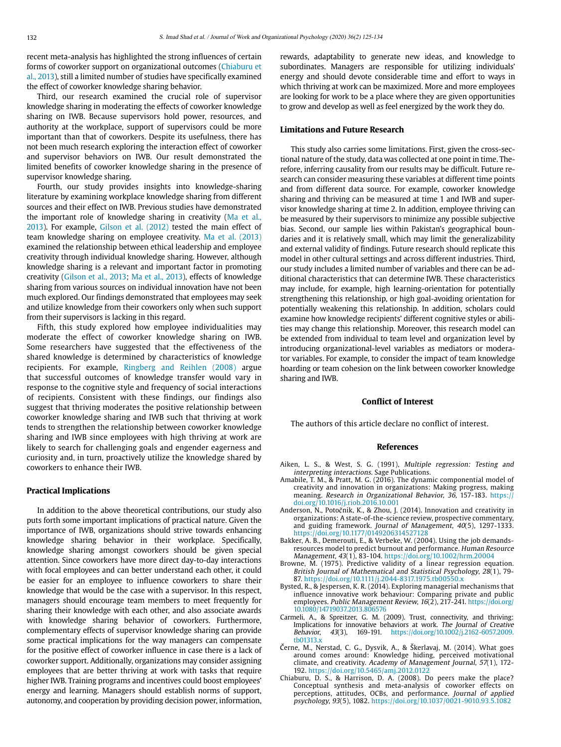recent meta-analysis has highlighted the strong influences of certain forms of coworker support on organizational outcomes (Chiaburu et al., 2013), still a limited number of studies have specifically examined the effect of coworker knowledge sharing behavior.

Third, our research examined the crucial role of supervisor knowledge sharing in moderating the effects of coworker knowledge sharing on IWB. Because supervisors hold power, resources, and authority at the workplace, support of supervisors could be more important than that of coworkers. Despite its usefulness, there has not been much research exploring the interaction effect of coworker and supervisor behaviors on IWB. Our result demonstrated the limited benefits of coworker knowledge sharing in the presence of supervisor knowledge sharing.

Fourth, our study provides insights into knowledge-sharing literature by examining workplace knowledge sharing from different sources and their effect on IWB. Previous studies have demonstrated the important role of knowledge sharing in creativity (Ma et al., 2013). For example, Gilson et al. (2012) tested the main effect of team knowledge sharing on employee creativity. Ma et al. (2013) examined the relationship between ethical leadership and employee creativity through individual knowledge sharing. However, although knowledge sharing is a relevant and important factor in promoting creativity (Gilson et al., 2013; Ma et al., 2013), effects of knowledge sharing from various sources on individual innovation have not been much explored. Our findings demonstrated that employees may seek and utilize knowledge from their coworkers only when such support from their supervisors is lacking in this regard.

Fifth, this study explored how employee individualities may moderate the effect of coworker knowledge sharing on IWB. Some researchers have suggested that the effectiveness of the shared knowledge is determined by characteristics of knowledge recipients. For example, Ringberg and Reihlen (2008) argue that successful outcomes of knowledge transfer would vary in response to the cognitive style and frequency of social interactions of recipients. Consistent with these findings, our findings also suggest that thriving moderates the positive relationship between coworker knowledge sharing and IWB such that thriving at work tends to strengthen the relationship between coworker knowledge sharing and IWB since employees with high thriving at work are likely to search for challenging goals and engender eagerness and curiosity and, in turn, proactively utilize the knowledge shared by coworkers to enhance their IWB.

## Practical Implications

In addition to the above theoretical contributions, our study also puts forth some important implications of practical nature. Given the importance of IWB, organizations should strive towards enhancing knowledge sharing behavior in their workplace. Specifically, knowledge sharing amongst coworkers should be given special attention. Since coworkers have more direct day-to-day interactions with focal employees and can better understand each other, it could be easier for an employee to influence coworkers to share their knowledge that would be the case with a supervisor. In this respect, managers should encourage team members to meet frequently for sharing their knowledge with each other, and also associate awards with knowledge sharing behavior of coworkers. Furthermore, complementary effects of supervisor knowledge sharing can provide some practical implications for the way managers can compensate for the positive effect of coworker influence in case there is a lack of coworker support. Additionally, organizations may consider assigning employees that are better thriving at work with tasks that require higher IWB. Training programs and incentives could boost employees' energy and learning. Managers should establish norms of support, autonomy, and cooperation by providing decision power, information, rewards, adaptability to generate new ideas, and knowledge to subordinates. Managers are responsible for utilizing individuals' energy and should devote considerable time and effort to ways in which thriving at work can be maximized. More and more employees are looking for work to be a place where they are given opportunities to grow and develop as well as feel energized by the work they do.

## Limitations and Future Research

This study also carries some limitations. First, given the cross-sectional nature of the study, data was collected at one point in time. Therefore, inferring causality from our results may be difficult. Future research can consider measuring these variables at different time points and from different data source. For example, coworker knowledge sharing and thriving can be measured at time 1 and IWB and supervisor knowledge sharing at time 2. In addition, employee thriving can be measured by their supervisors to minimize any possible subjective bias. Second, our sample lies within Pakistan's geographical boundaries and it is relatively small, which may limit the generalizability and external validity of findings. Future research should replicate this model in other cultural settings and across different industries. Third, our study includes a limited number of variables and there can be additional characteristics that can determine IWB. These characteristics may include, for example, high learning-orientation for potentially strengthening this relationship, or high goal-avoiding orientation for potentially weakening this relationship. In addition, scholars could examine how knowledge recipients' different cognitive styles or abilities may change this relationship. Moreover, this research model can be extended from individual to team level and organization level by introducing organizational-level variables as mediators or moderator variables. For example, to consider the impact of team knowledge hoarding or team cohesion on the link between coworker knowledge sharing and IWB.

## Conflict of Interest

The authors of this article declare no conflict of interest.

## References

Aiken, L. S., & West, S. G. (1991), *Multiple regression: Testing and interpreting interactions*. Sage Publications.

Amabile, T. M., & Pratt, M. G. (2016). The dynamic componential model of creativity and innovation in organizations: Making progress, making meaning. *Research in Organizational Behavior, 36*, 157-183. https://doi.org/10.1016/j.riob.2016.10.001

Anderson, N., Potočnik, K., & Zhou, J. (2014). Innovation and creativity in organizations: A state-of-the-science review, prospective commentary, and guiding framework. *Journal of Management, 40*(5), 1297-1333. https://doi.org/10.1177/0149206314527128

Bakker, A. B., Demerouti, E., & Verbeke, W. (2004). Using the job demands-resources model to predict burnout and performance. *Human Resource Management, 43*(1), 83-104. https://doi.org/10.1002/hrm.20004

Browne, M. (1975). Predictive validity of a linear regression equation. *British Journal of Mathematical and Statistical Psychology, 28*(1), 79-87. https://doi.org/10.1111/j.2044-8317.1975.tb00550.x

Bysted, R., & Jespersen, K. R. (2014). Exploring managerial mechanisms that influence innovative work behaviour: Comparing private and public employees. *Public Management Review, 16*(2), 217-241. https://doi.org/10.1080/14719037.2013.806576

Carmeli, A., & Spreitzer, G. M. (2009). Trust, connectivity, and thriving: Implications for innovative behaviors at work. *The Journal of Creative Behavior, 43*(3), 169-191. https://doi.org/10.1002/j.2162-6057.2009.tb01313.x

Černe, M., Nerstad, C. G., Dysvik, A., & Škerlavaj, M. (2014). What goes around comes around: Knowledge hiding, perceived motivational climate, and creativity. *Academy of Management Journal, 57*(1), 172-192. https://doi.org/10.5465/amj.2012.0122

Chiaburu, D. S., & Harrison, D. A. (2008). Do peers make the place? Conceptual synthesis and meta-analysis of coworker effects on perceptions, attitudes, OCBs, and performance. *Journal of applied psychology, 93*(5), 1082. https://doi.org/10.1037/0021-9010.93.5.1082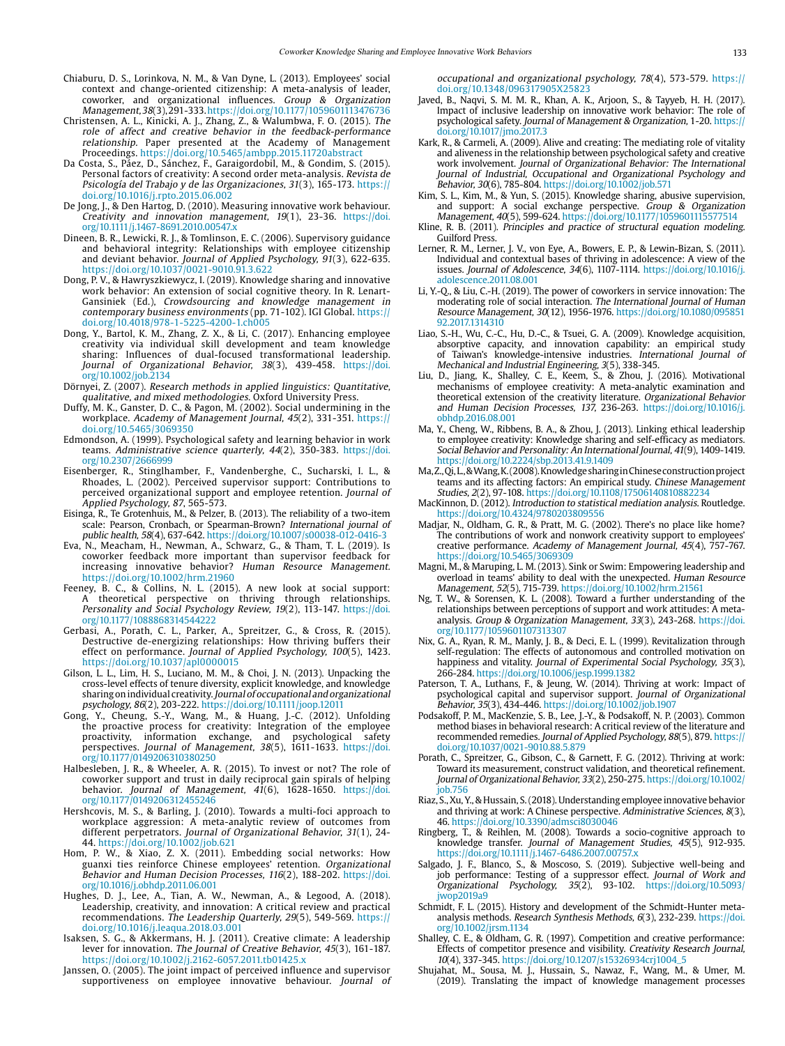Chiaburu, D. S., Lorinkova, N. M., & Van Dyne, L. (2013). Employees' social context and change-oriented citizenship: A meta-analysis of leader, coworker, and organizational influences. *Group & Organization Management, 38*(3), 291-333. https://doi.org/10.1177/1059601113476736

Christensen, A. L., Kinicki, A. J., Zhang, Z., & Walumbwa, F. O. (2015). *The role of affect and creative behavior in the feedback-performance relationship.* Paper presented at the Academy of Management Proceedings. https://doi.org/10.5465/ambpp.2015.11720abstract

Da Costa, S., Páez, D., Sánchez, F., Garaigordobil, M., & Gondim, S. (2015). Personal factors of creativity: A second order meta-analysis. *Revista de Psicología del Trabajo y de las Organizaciones, 31*(3), 165-173. https://doi.org/10.1016/j.rpto.2015.06.002

De Jong, J., & Den Hartog, D. (2010). Measuring innovative work behaviour. *Creativity and innovation management, 19*(1), 23-36. https://doi.org/10.1111/j.1467-8691.2010.00547.x

Dineen, B. R., Lewicki, R. J., & Tomlinson, E. C. (2006). Supervisory guidance and behavioral integrity: Relationships with employee citizenship and deviant behavior. *Journal of Applied Psychology, 91*(3), 622-635. https://doi.org/10.1037/0021-9010.91.3.622

Dong, P. V., & Hawryszkiewycz, I. (2019). Knowledge sharing and innovative work behavior: An extension of social cognitive theory. In R. Lenart-Gansiniek (Ed.), *Crowdsourcing and knowledge management in contemporary business environments* (pp. 71-102). IGI Global. https://doi.org/10.4018/978-1-5225-4200-1.ch005

Dong, Y., Bartol, K. M., Zhang, Z. X., & Li, C. (2017). Enhancing employee creativity via individual skill development and team knowledge sharing: Influences of dual-focused transformational leadership. *Journal of Organizational Behavior, 38*(3), 439-458. https://doi.org/10.1002/job.2134

Dörnyei, Z. (2007). *Research methods in applied linguistics: Quantitative, qualitative, and mixed methodologies.* Oxford University Press.

Duffy, M. K., Ganster, D. C., & Pagon, M. (2002). Social undermining in the workplace. *Academy of Management Journal, 45*(2), 331-351. https://doi.org/10.5465/3069350

Edmondson, A. (1999). Psychological safety and learning behavior in work teams. *Administrative science quarterly, 44*(2), 350-383. https://doi.org/10.2307/2666999

Eisenberger, R., Stinglhamber, F., Vandenberghe, C., Sucharski, I. L., & Rhoades, L. (2002). Perceived supervisor support: Contributions to perceived organizational support and employee retention. *Journal of Applied Psychology, 87*, 565-573.

Eisinga, R., Te Grotenhuis, M., & Pelzer, B. (2013). The reliability of a two-item scale: Pearson, Cronbach, or Spearman-Brown? *International journal of public health, 58*(4), 637-642. https://doi.org/10.1007/s00038-012-0416-3

Eva, N., Meacham, H., Newman, A., Schwarz, G., & Tham, T. L. (2019). Is coworker feedback more important than supervisor feedback for increasing innovative behavior? *Human Resource Management.* https://doi.org/10.1002/hrm.21960

Feeney, B. C., & Collins, N. L. (2015). A new look at social support: A theoretical perspective on thriving through relationships. *Personality and Social Psychology Review, 19*(2), 113-147. https://doi.org/10.1177/1088868314544222

Gerbasi, A., Porath, C. L., Parker, A., Spreitzer, G., & Cross, R. (2015). Destructive de-energizing relationships: How thriving buffers their effect on performance. *Journal of Applied Psychology, 100*(5), 1423. https://doi.org/10.1037/apl0000015

Gilson, L. L., Lim, H. S., Luciano, M. M., & Choi, J. N. (2013). Unpacking the cross-level effects of tenure diversity, explicit knowledge, and knowledge sharing on individual creativity. *Journal of occupational and organizational psychology, 86*(2), 203-222. https://doi.org/10.1111/joop.12011

Gong, Y., Cheung, S.-Y., Wang, M., & Huang, J.-C. (2012). Unfolding the proactive process for creativity: Integration of the employee proactivity, information exchange, and psychological safety perspectives. *Journal of Management, 38*(5), 1611-1633. https://doi.org/10.1177/0149206310380250

Halbesleben, J. R., & Wheeler, A. R. (2015). To invest or not? The role of coworker support and trust in daily reciprocal gain spirals of helping behavior. *Journal of Management, 41*(6), 1628-1650. https://doi.org/10.1177/0149206312455246

Hershcovis, M. S., & Barling, J. (2010). Towards a multi-foci approach to workplace aggression: A meta-analytic review of outcomes from different perpetrators. *Journal of Organizational Behavior, 31*(1), 24-44. https://doi.org/10.1002/job.621

Hom, P. W., & Xiao, Z. X. (2011). Embedding social networks: How guanxi ties reinforce Chinese employees' retention. *Organizational Behavior and Human Decision Processes, 116*(2), 188-202. https://doi.org/10.1016/j.obhdp.2011.06.001

Hughes, D. J., Lee, A., Tian, A. W., Newman, A., & Legood, A. (2018). Leadership, creativity, and innovation: A critical review and practical recommendations. *The Leadership Quarterly, 29*(5), 549-569. https://doi.org/10.1016/j.leaqua.2018.03.001

Isaksen, S. G., & Akkermans, H. J. (2011). Creative climate: A leadership lever for innovation. *The Journal of Creative Behavior, 45*(3), 161-187. https://doi.org/10.1002/j.2162-6057.2011.tb01425.x

Janssen, O. (2005). The joint impact of perceived influence and supervisor supportiveness on employee innovative behaviour. *Journal of occupational and organizational psychology, 78*(4), 573-579. https://doi.org/10.1348/096317905X25823

Javed, B., Naqvi, S. M. M. R., Khan, A. K., Arjoon, S., & Tayyeb, H. H. (2017). Impact of inclusive leadership on innovative work behavior: The role of psychological safety. *Journal of Management & Organization*, 1-20. https://doi.org/10.1017/jmo.2017.3

Kark, R., & Carmeli, A. (2009). Alive and creating: The mediating role of vitality and aliveness in the relationship between psychological safety and creative work involvement. *Journal of Organizational Behavior: The International Journal of Industrial, Occupational and Organizational Psychology and Behavior, 30*(6), 785-804. https://doi.org/10.1002/job.571

Kim, S. L., Kim, M., & Yun, S. (2015). Knowledge sharing, abusive supervision, and support: A social exchange perspective. *Group & Organization Management, 40*(5), 599-624. https://doi.org/10.1177/1059601115577514

Kline, R. B. (2011). *Principles and practice of structural equation modeling.* Guilford Press.

Lerner, R. M., Lerner, J. V., von Eye, A., Bowers, E. P., & Lewin-Bizan, S. (2011). Individual and contextual bases of thriving in adolescence: A view of the issues. *Journal of Adolescence, 34*(6), 1107-1114. https://doi.org/10.1016/j.adolescence.2011.08.001

Li, Y.-Q., & Liu, C.-H. (2019). The power of coworkers in service innovation: The moderating role of social interaction. *The International Journal of Human Resource Management, 30*(12), 1956-1976. https://doi.org/10.1080/09585192.2017.1314310

Liao, S.-H., Wu, C.-C., Hu, D.-C., & Tsuei, G. A. (2009). Knowledge acquisition, absorptive capacity, and innovation capability: an empirical study of Taiwan's knowledge-intensive industries. *International Journal of Mechanical and Industrial Engineering, 3*(5), 338-345.

Liu, D., Jiang, K., Shalley, C. E., Keem, S., & Zhou, J. (2016). Motivational mechanisms of employee creativity: A meta-analytic examination and theoretical extension of the creativity literature. *Organizational Behavior and Human Decision Processes, 137*, 236-263. https://doi.org/10.1016/j.obhdp.2016.08.001

Ma, Y., Cheng, W., Ribbens, B. A., & Zhou, J. (2013). Linking ethical leadership to employee creativity: Knowledge sharing and self-efficacy as mediators. *Social Behavior and Personality: An International Journal, 41*(9), 1409-1419. https://doi.org/10.2224/sbp.2013.41.9.1409

Ma, Z., Qi, L., & Wang, K. (2008). Knowledge sharing in Chinese construction project teams and its affecting factors: An empirical study. *Chinese Management Studies, 2*(2), 97-108. https://doi.org/10.1108/17506140810882234

MacKinnon, D. (2012). *Introduction to statistical mediation analysis.* Routledge. https://doi.org/10.4324/9780203809556

Madjar, N., Oldham, G. R., & Pratt, M. G. (2002). There's no place like home? The contributions of work and nonwork creativity support to employees' creative performance. *Academy of Management Journal, 45*(4), 757-767. https://doi.org/10.5465/3069309

Magni, M., & Maruping, L. M. (2013). Sink or Swim: Empowering leadership and overload in teams' ability to deal with the unexpected. *Human Resource Management, 52*(5), 715-739. https://doi.org/10.1002/hrm.21561

Ng, T. W., & Sorensen, K. L. (2008). Toward a further understanding of the relationships between perceptions of support and work attitudes: A meta-analysis. *Group & Organization Management, 33*(3), 243-268. https://doi.org/10.1177/1059601107313307

Nix, G. A., Ryan, R. M., Manly, J. B., & Deci, E. L. (1999). Revitalization through self-regulation: The effects of autonomous and controlled motivation on happiness and vitality. *Journal of Experimental Social Psychology, 35*(3), 266-284. https://doi.org/10.1006/jesp.1999.1382

Paterson, T. A., Luthans, F., & Jeung, W. (2014). Thriving at work: Impact of psychological capital and supervisor support. *Journal of Organizational Behavior, 35*(3), 434-446. https://doi.org/10.1002/job.1907

Podsakoff, P. M., MacKenzie, S. B., Lee, J.-Y., & Podsakoff, N. P. (2003). Common method biases in behavioral research: A critical review of the literature and recommended remedies. *Journal of Applied Psychology, 88*(5), 879. https://doi.org/10.1037/0021-9010.88.5.879

Porath, C., Spreitzer, G., Gibson, C., & Garnett, F. G. (2012). Thriving at work: Toward its measurement, construct validation, and theoretical refinement. *Journal of Organizational Behavior, 33*(2), 250-275. https://doi.org/10.1002/job.756

Riaz, S., Xu, Y., & Hussain, S. (2018). Understanding employee innovative behavior and thriving at work: A Chinese perspective. *Administrative Sciences, 8*(3), 46. https://doi.org/10.3390/admsci8030046

Ringberg, T., & Reihlen, M. (2008). Towards a socio-cognitive approach to knowledge transfer. *Journal of Management Studies, 45*(5), 912-935. https://doi.org/10.1111/j.1467-6486.2007.00757.x

Salgado, J. F., Blanco, S., & Moscoso, S. (2019). Subjective well-being and job performance: Testing of a suppressor effect. *Journal of Work and Organizational Psychology, 35*(2), 93-102. https://doi.org/10.5093/jwop2019a9

Schmidt, F. L. (2015). History and development of the Schmidt-Hunter meta-analysis methods. *Research Synthesis Methods, 6*(3), 232-239. https://doi.org/10.1002/jrsm.1134

Shalley, C. E., & Oldham, G. R. (1997). Competition and creative performance: Effects of competitor presence and visibility. *Creativity Research Journal, 10*(4), 337-345. https://doi.org/10.1207/s15326934crj1004_5

Shujahat, M., Sousa, M. J., Hussain, S., Nawaz, F., Wang, M., & Umer, M. (2019). Translating the impact of knowledge management processes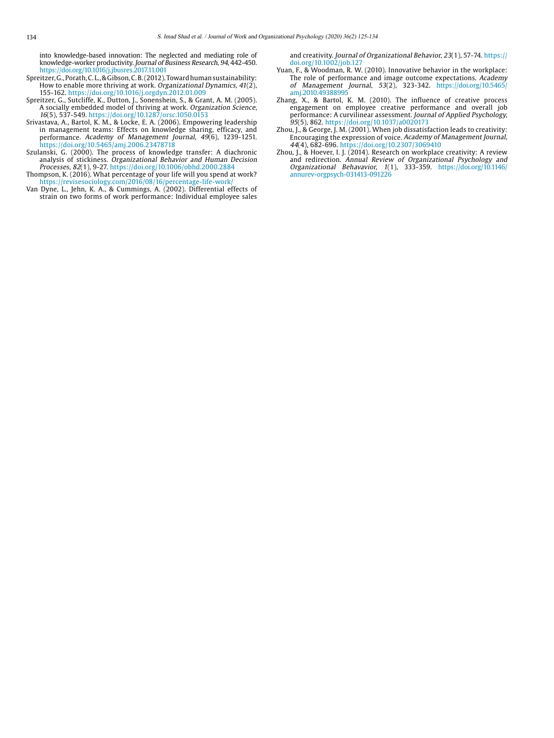into knowledge-based innovation: The neglected and mediating role of knowledge-worker productivity. *Journal of Business Research, 94*, 442-450. https://doi.org/10.1016/j.jbusres.2017.11.001

Spreitzer, G., Porath, C. L., & Gibson, C. B. (2012). Toward human sustainability: How to enable more thriving at work. *Organizational Dynamics, 41*(2), 155-162. https://doi.org/10.1016/j.orgdyn.2012.01.009

Spreitzer, G., Sutcliffe, K., Dutton, J., Sonenshein, S., & Grant, A. M. (2005). A socially embedded model of thriving at work. *Organization Science, 16*(5), 537-549. https://doi.org/10.1287/orsc.1050.0153

Srivastava, A., Bartol, K. M., & Locke, E. A. (2006). Empowering leadership in management teams: Effects on knowledge sharing, efficacy, and performance. *Academy of Management Journal, 49*(6), 1239-1251. https://doi.org/10.5465/amj.2006.23478718

Szulanski, G. (2000). The process of knowledge transfer: A diachronic analysis of stickiness. *Organizational Behavior and Human Decision Processes, 82*(1), 9-27. https://doi.org/10.1006/obhd.2000.2884

Thompson, K. (2016). What percentage of your life will you spend at work? https://revisesociology.com/2016/08/16/percentage-life-work/

Van Dyne, L., Jehn, K. A., & Cummings, A. (2002). Differential effects of strain on two forms of work performance: Individual employee sales and creativity. *Journal of Organizational Behavior, 23*(1), 57-74. https://doi.org/10.1002/job.127

Yuan, F., & Woodman, R. W. (2010). Innovative behavior in the workplace: The role of performance and image outcome expectations. *Academy of Management Journal, 53*(2), 323-342. https://doi.org/10.5465/amj.2010.49388995

Zhang, X., & Bartol, K. M. (2010). The influence of creative process engagement on employee creative performance and overall job performance: A curvilinear assessment. *Journal of Applied Psychology, 95*(5), 862. https://doi.org/10.1037/a0020173

Zhou, J., & George, J. M. (2001). When job dissatisfaction leads to creativity: Encouraging the expression of voice. *Academy of Management Journal, 44*(4), 682-696. https://doi.org/10.2307/3069410

Zhou, J., & Hoever, I. J. (2014). Research on workplace creativity: A review and redirection. *Annual Review of Organizational Psychology and Organizational Behavavior, 1*(1), 333-359. https://doi.org/10.1146/annurev-orgpsych-031413-091226